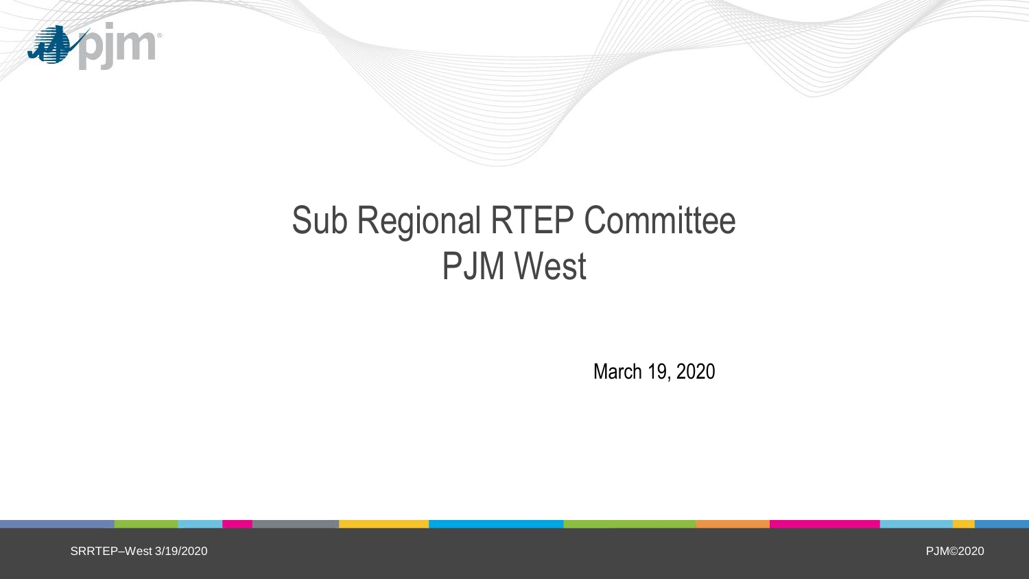# Sub Regional RTEP Committee
# PJM West

March 19, 2020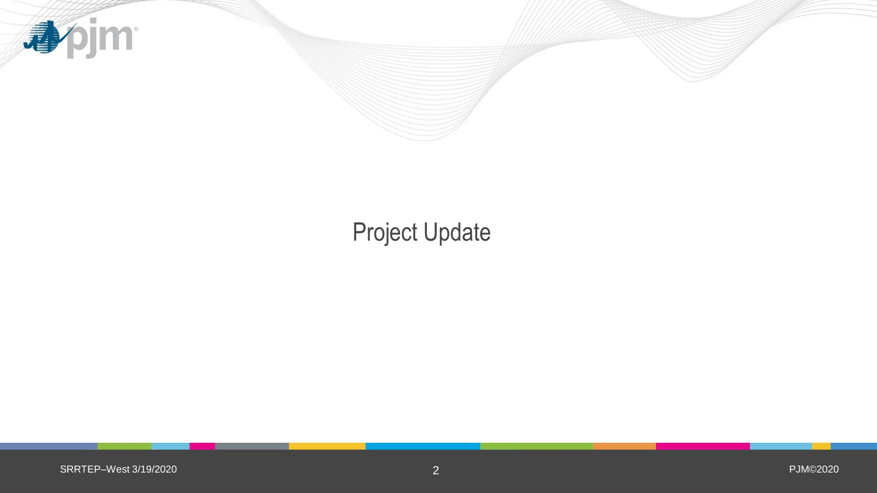# Project Update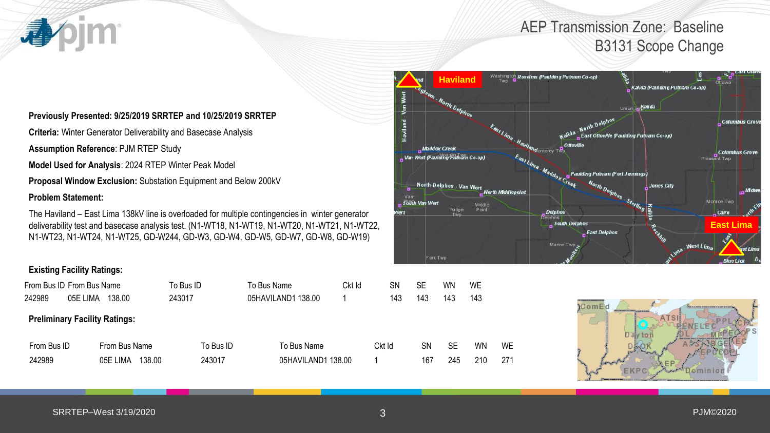# AEP Transmission Zone: Baseline B3131 Scope Change

**Previously Presented: 9/25/2019 SRRTEP and 10/25/2019 SRRTEP**

**Criteria:** Winter Generator Deliverability and Basecase Analysis

**Assumption Reference**: PJM RTEP Study

**Model Used for Analysis**: 2024 RTEP Winter Peak Model

**Proposal Window Exclusion:** Substation Equipment and Below 200kV

**Problem Statement:**

The Haviland – East Lima 138kV line is overloaded for multiple contingencies in winter generator deliverability test and basecase analysis test. (N1-WT18, N1-WT19, N1-WT20, N1-WT21, N1-WT22, N1-WT23, N1-WT24, N1-WT25, GD-W244, GD-W3, GD-W4, GD-W5, GD-W7, GD-W8, GD-W19)

**Existing Facility Ratings:**

| From Bus ID | From Bus Name | To Bus ID | To Bus Name | Ckt Id | SN | SE | WN | WE |
|---|---|---|---|---|---|---|---|---|
| 242989 | 05E LIMA 138.00 | 243017 | 05HAVILAND1 138.00 | 1 | 143 | 143 | 143 | 143 |

**Preliminary Facility Ratings:**

| From Bus ID | From Bus Name | To Bus ID | To Bus Name | Ckt Id | SN | SE | WN | WE |
|---|---|---|---|---|---|---|---|---|
| 242989 | 05E LIMA 138.00 | 243017 | 05HAVILAND1 138.00 | 1 | 167 | 245 | 210 | 271 |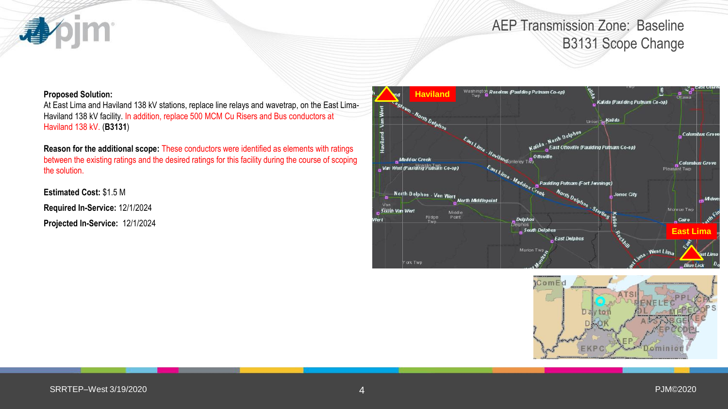# AEP Transmission Zone: Baseline B3131 Scope Change

**Proposed Solution:**
At East Lima and Haviland 138 kV stations, replace line relays and wavetrap, on the East Lima-Haviland 138 kV facility. In addition, replace 500 MCM Cu Risers and Bus conductors at Haviland 138 kV. (**B3131**)

**Reason for the additional scope:** These conductors were identified as elements with ratings between the existing ratings and the desired ratings for this facility during the course of scoping the solution.

**Estimated Cost:** $1.5 M

**Required In-Service:** 12/1/2024

**Projected In-Service:** 12/1/2024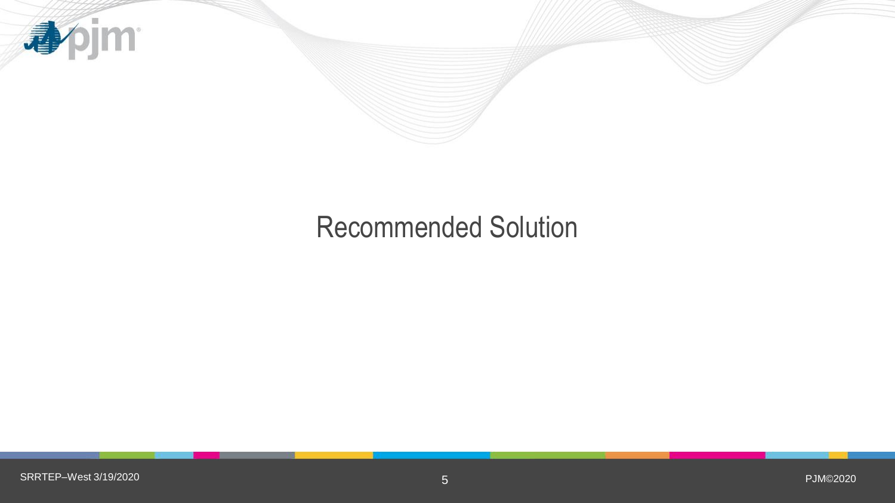# Recommended Solution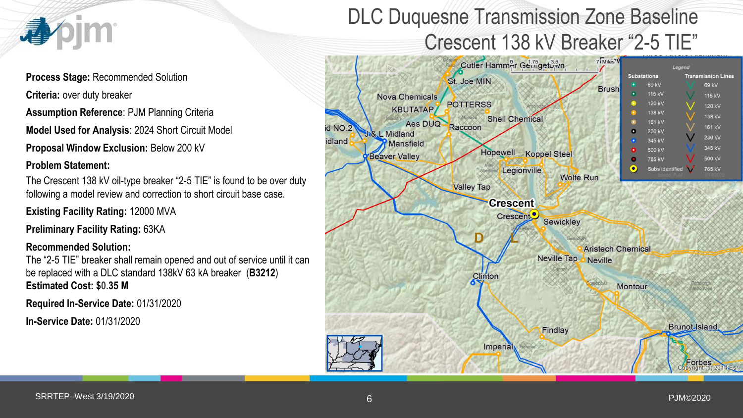# DLC Duquesne Transmission Zone Baseline
## Crescent 138 kV Breaker "2-5 TIE"

**Process Stage:** Recommended Solution

**Criteria:** over duty breaker

**Assumption Reference**: PJM Planning Criteria

**Model Used for Analysis**: 2024 Short Circuit Model

**Proposal Window Exclusion:** Below 200 kV

**Problem Statement:**

The Crescent 138 kV oil-type breaker "2-5 TIE" is found to be over duty following a model review and correction to short circuit base case.

**Existing Facility Rating:** 12000 MVA

**Preliminary Facility Rating:** 63KA

**Recommended Solution:**

The "2-5 TIE" breaker shall remain opened and out of service until it can be replaced with a DLC standard 138kV 63 kA breaker (**B3212**)

**Estimated Cost: $0.35 M**

**Required In-Service Date:** 01/31/2020

**In-Service Date:** 01/31/2020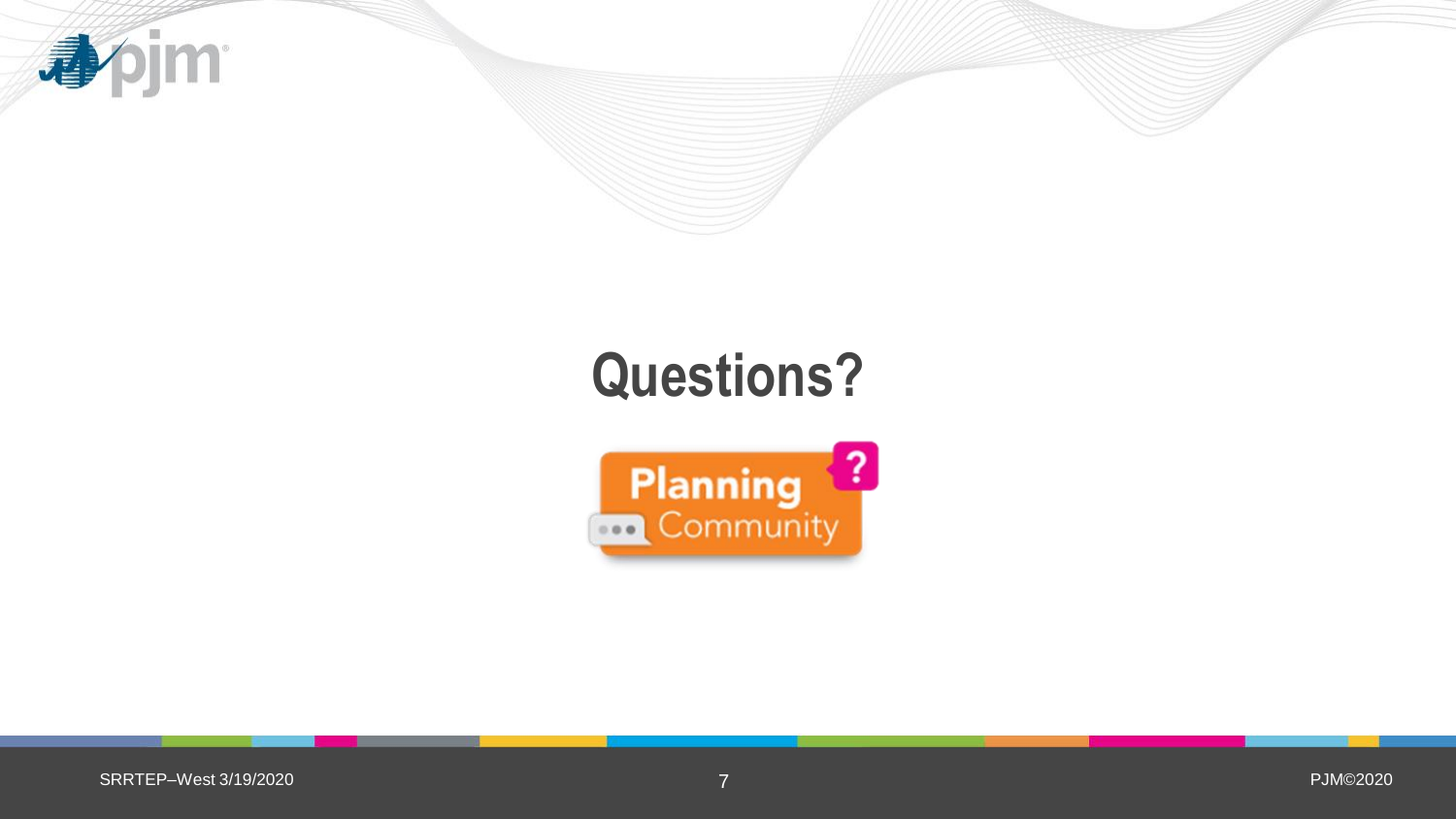# Questions?

Planning Community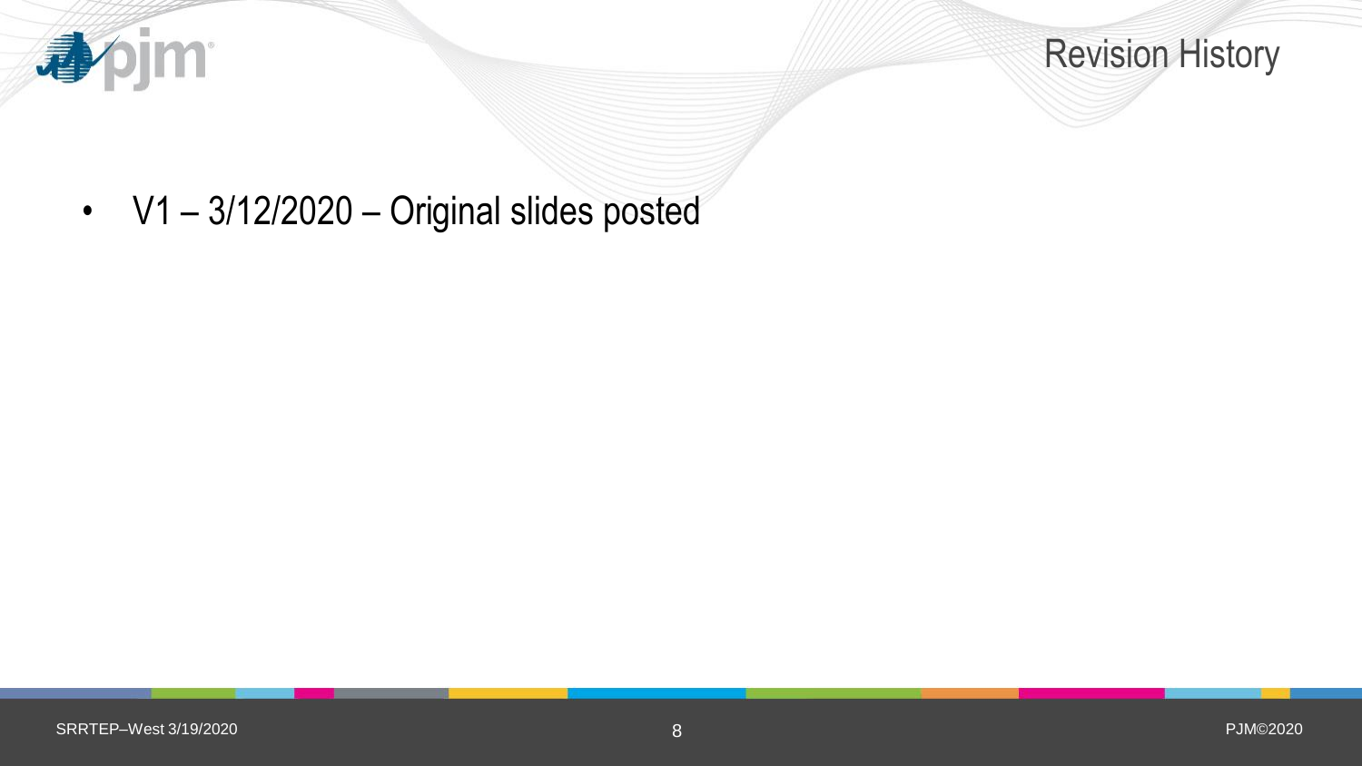# Revision History

- V1 – 3/12/2020 – Original slides posted